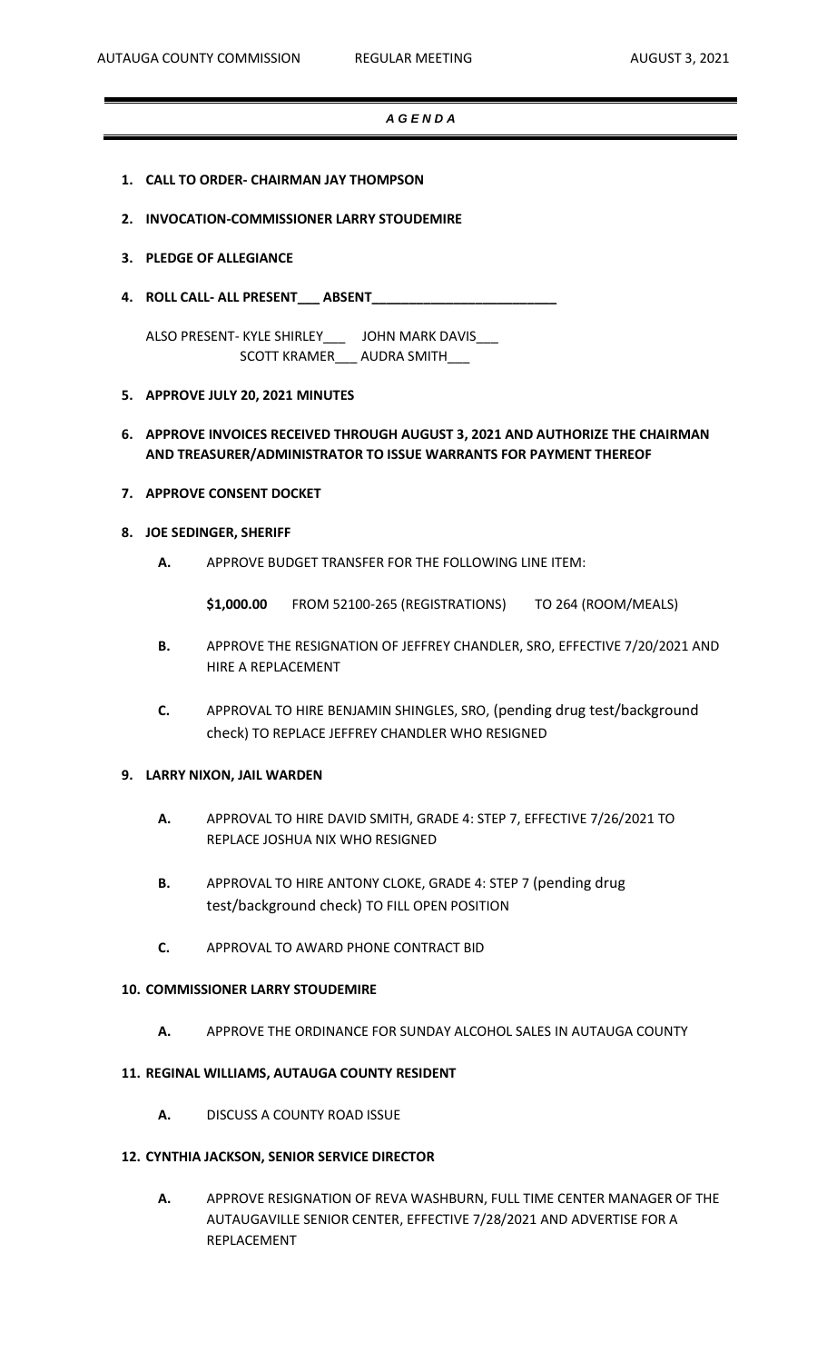AUTAUGA COUNTY COMMISSION REGULAR MEETING AUGUST 3, 2021

# *A G E N D A*

1. **CALL TO ORDER- CHAIRMAN JAY THOMPSON**

2. **INVOCATION-COMMISSIONER LARRY STOUDEMIRE**

3. **PLEDGE OF ALLEGIANCE**

4. **ROLL CALL- ALL PRESENT___ ABSENT________________________**

   ALSO PRESENT- KYLE SHIRLEY___ JOHN MARK DAVIS___
   SCOTT KRAMER___ AUDRA SMITH___

5. **APPROVE JULY 20, 2021 MINUTES**

6. **APPROVE INVOICES RECEIVED THROUGH AUGUST 3, 2021 AND AUTHORIZE THE CHAIRMAN AND TREASURER/ADMINISTRATOR TO ISSUE WARRANTS FOR PAYMENT THEREOF**

7. **APPROVE CONSENT DOCKET**

8. **JOE SEDINGER, SHERIFF**

   **A.** APPROVE BUDGET TRANSFER FOR THE FOLLOWING LINE ITEM:

   **$1,000.00** FROM 52100-265 (REGISTRATIONS) TO 264 (ROOM/MEALS)

   **B.** APPROVE THE RESIGNATION OF JEFFREY CHANDLER, SRO, EFFECTIVE 7/20/2021 AND HIRE A REPLACEMENT

   **C.** APPROVAL TO HIRE BENJAMIN SHINGLES, SRO, (pending drug test/background check) TO REPLACE JEFFREY CHANDLER WHO RESIGNED

9. **LARRY NIXON, JAIL WARDEN**

   **A.** APPROVAL TO HIRE DAVID SMITH, GRADE 4: STEP 7, EFFECTIVE 7/26/2021 TO REPLACE JOSHUA NIX WHO RESIGNED

   **B.** APPROVAL TO HIRE ANTONY CLOKE, GRADE 4: STEP 7 (pending drug test/background check) TO FILL OPEN POSITION

   **C.** APPROVAL TO AWARD PHONE CONTRACT BID

10. **COMMISSIONER LARRY STOUDEMIRE**

    **A.** APPROVE THE ORDINANCE FOR SUNDAY ALCOHOL SALES IN AUTAUGA COUNTY

11. **REGINAL WILLIAMS, AUTAUGA COUNTY RESIDENT**

    **A.** DISCUSS A COUNTY ROAD ISSUE

12. **CYNTHIA JACKSON, SENIOR SERVICE DIRECTOR**

    **A.** APPROVE RESIGNATION OF REVA WASHBURN, FULL TIME CENTER MANAGER OF THE AUTAUGAVILLE SENIOR CENTER, EFFECTIVE 7/28/2021 AND ADVERTISE FOR A REPLACEMENT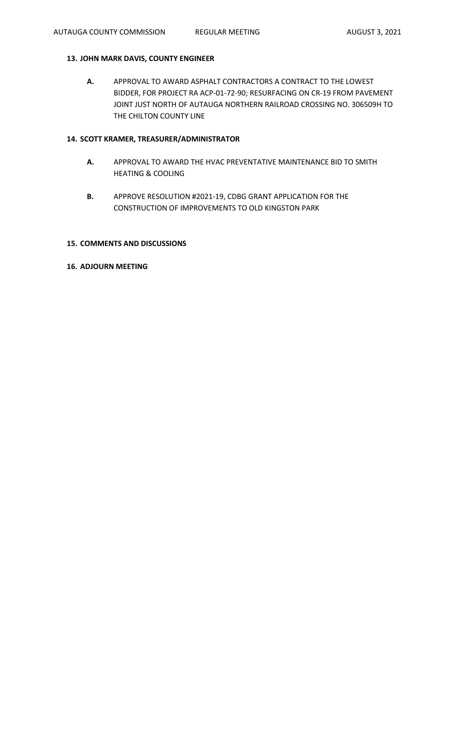**13. JOHN MARK DAVIS, COUNTY ENGINEER**

**A.** APPROVAL TO AWARD ASPHALT CONTRACTORS A CONTRACT TO THE LOWEST BIDDER, FOR PROJECT RA ACP-01-72-90; RESURFACING ON CR-19 FROM PAVEMENT JOINT JUST NORTH OF AUTAUGA NORTHERN RAILROAD CROSSING NO. 306509H TO THE CHILTON COUNTY LINE

**14. SCOTT KRAMER, TREASURER/ADMINISTRATOR**

**A.** APPROVAL TO AWARD THE HVAC PREVENTATIVE MAINTENANCE BID TO SMITH HEATING & COOLING

**B.** APPROVE RESOLUTION #2021-19, CDBG GRANT APPLICATION FOR THE CONSTRUCTION OF IMPROVEMENTS TO OLD KINGSTON PARK

**15. COMMENTS AND DISCUSSIONS**

**16. ADJOURN MEETING**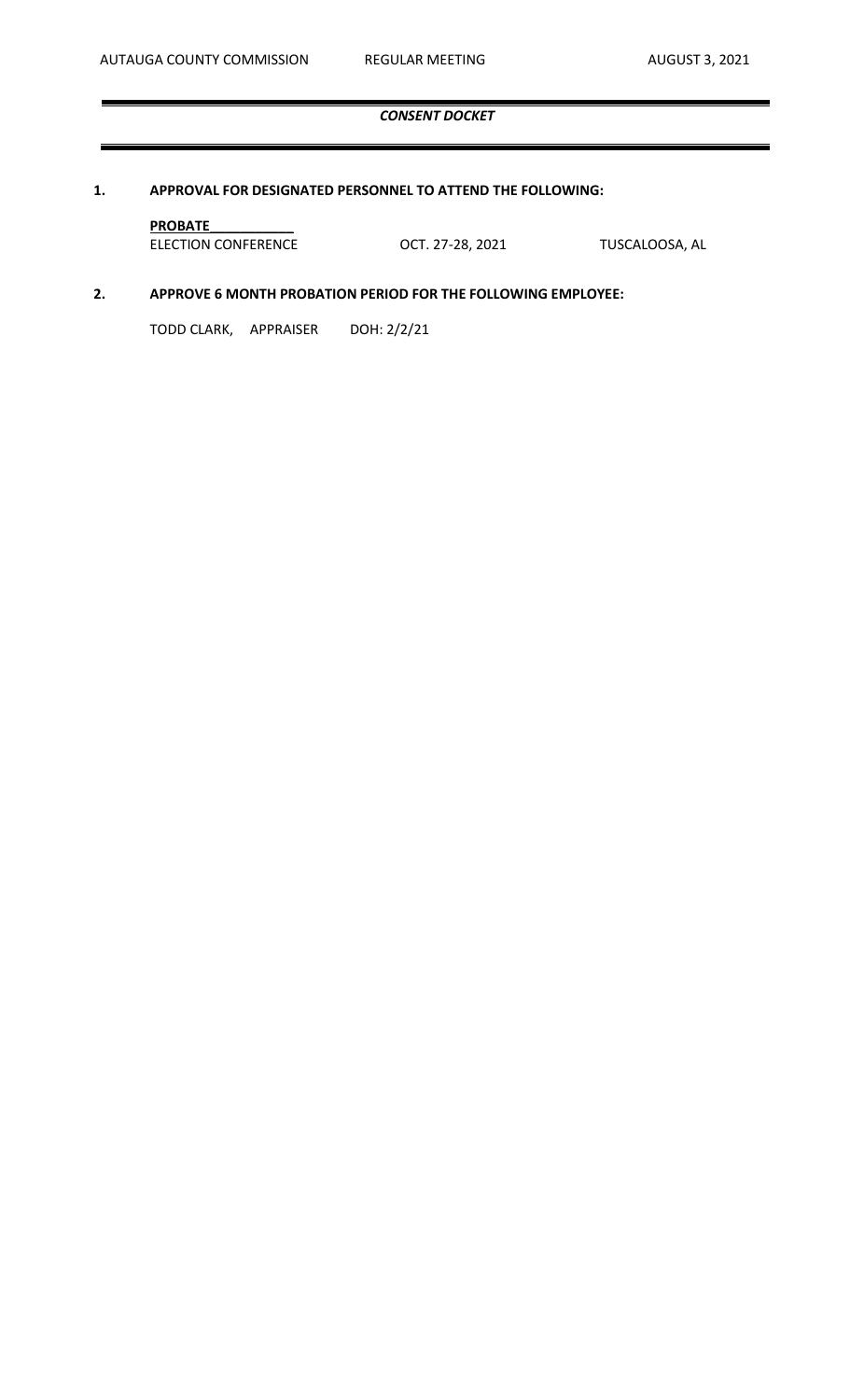***CONSENT DOCKET***

**1. APPROVAL FOR DESIGNATED PERSONNEL TO ATTEND THE FOLLOWING:**

**PROBATE**

| | | |
|---|---|---|
| ELECTION CONFERENCE | OCT. 27-28, 2021 | TUSCALOOSA, AL |

**2. APPROVE 6 MONTH PROBATION PERIOD FOR THE FOLLOWING EMPLOYEE:**

TODD CLARK, APPRAISER DOH: 2/2/21